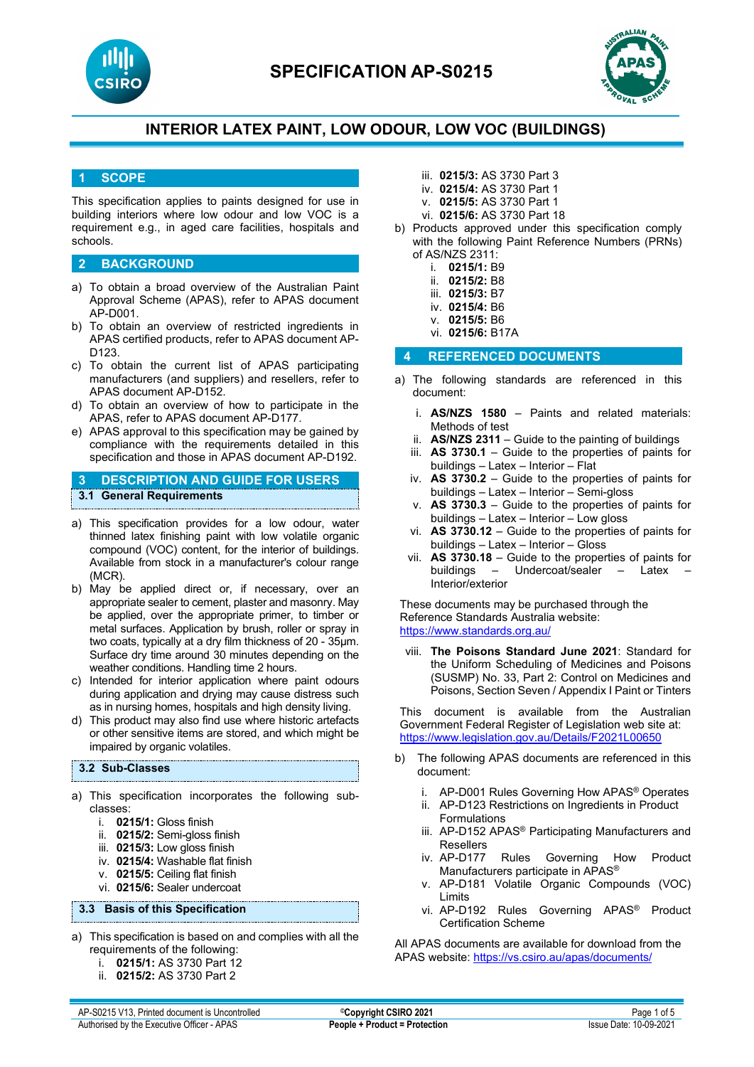# SPECIFICATION AP-S0215

## INTERIOR LATEX PAINT, LOW ODOUR, LOW VOC (BUILDINGS)

## 1 SCOPE

This specification applies to paints designed for use in building interiors where low odour and low VOC is a requirement e.g., in aged care facilities, hospitals and schools.

## 2 BACKGROUND

a) To obtain a broad overview of the Australian Paint Approval Scheme (APAS), refer to APAS document AP-D001.
b) To obtain an overview of restricted ingredients in APAS certified products, refer to APAS document AP-D123.
c) To obtain the current list of APAS participating manufacturers (and suppliers) and resellers, refer to APAS document AP-D152.
d) To obtain an overview of how to participate in the APAS, refer to APAS document AP-D177.
e) APAS approval to this specification may be gained by compliance with the requirements detailed in this specification and those in APAS document AP-D192.

## 3 DESCRIPTION AND GUIDE FOR USERS

### 3.1 General Requirements

a) This specification provides for a low odour, water thinned latex finishing paint with low volatile organic compound (VOC) content, for the interior of buildings. Available from stock in a manufacturer's colour range (MCR).
b) May be applied direct or, if necessary, over an appropriate sealer to cement, plaster and masonry. May be applied, over the appropriate primer, to timber or metal surfaces. Application by brush, roller or spray in two coats, typically at a dry film thickness of 20 - 35µm. Surface dry time around 30 minutes depending on the weather conditions. Handling time 2 hours.
c) Intended for interior application where paint odours during application and drying may cause distress such as in nursing homes, hospitals and high density living.
d) This product may also find use where historic artefacts or other sensitive items are stored, and which might be impaired by organic volatiles.

### 3.2 Sub-Classes

a) This specification incorporates the following sub-classes:
   i. **0215/1:** Gloss finish
   ii. **0215/2:** Semi-gloss finish
   iii. **0215/3:** Low gloss finish
   iv. **0215/4:** Washable flat finish
   v. **0215/5:** Ceiling flat finish
   vi. **0215/6:** Sealer undercoat

### 3.3 Basis of this Specification

a) This specification is based on and complies with all the requirements of the following:
   i. **0215/1:** AS 3730 Part 12
   ii. **0215/2:** AS 3730 Part 2
   iii. **0215/3:** AS 3730 Part 3
   iv. **0215/4:** AS 3730 Part 1
   v. **0215/5:** AS 3730 Part 1
   vi. **0215/6:** AS 3730 Part 18
b) Products approved under this specification comply with the following Paint Reference Numbers (PRNs) of AS/NZS 2311:
   i. **0215/1:** B9
   ii. **0215/2:** B8
   iii. **0215/3:** B7
   iv. **0215/4:** B6
   v. **0215/5:** B6
   vi. **0215/6:** B17A

## 4 REFERENCED DOCUMENTS

a) The following standards are referenced in this document:
   i. **AS/NZS 1580** – Paints and related materials: Methods of test
   ii. **AS/NZS 2311** – Guide to the painting of buildings
   iii. **AS 3730.1** – Guide to the properties of paints for buildings – Latex – Interior – Flat
   iv. **AS 3730.2** – Guide to the properties of paints for buildings – Latex – Interior – Semi-gloss
   v. **AS 3730.3** – Guide to the properties of paints for buildings – Latex – Interior – Low gloss
   vi. **AS 3730.12** – Guide to the properties of paints for buildings – Latex – Interior – Gloss
   vii. **AS 3730.18** – Guide to the properties of paints for buildings – Undercoat/sealer – Latex – Interior/exterior

   These documents may be purchased through the Reference Standards Australia website: https://www.standards.org.au/

   viii. **The Poisons Standard June 2021**: Standard for the Uniform Scheduling of Medicines and Poisons (SUSMP) No. 33, Part 2: Control on Medicines and Poisons, Section Seven / Appendix I Paint or Tinters

   This document is available from the Australian Government Federal Register of Legislation web site at: https://www.legislation.gov.au/Details/F2021L00650

b) The following APAS documents are referenced in this document:
   i. AP-D001 Rules Governing How APAS® Operates
   ii. AP-D123 Restrictions on Ingredients in Product Formulations
   iii. AP-D152 APAS® Participating Manufacturers and Resellers
   iv. AP-D177 Rules Governing How Product Manufacturers participate in APAS®
   v. AP-D181 Volatile Organic Compounds (VOC) Limits
   vi. AP-D192 Rules Governing APAS® Product Certification Scheme

All APAS documents are available for download from the APAS website: https://vs.csiro.au/apas/documents/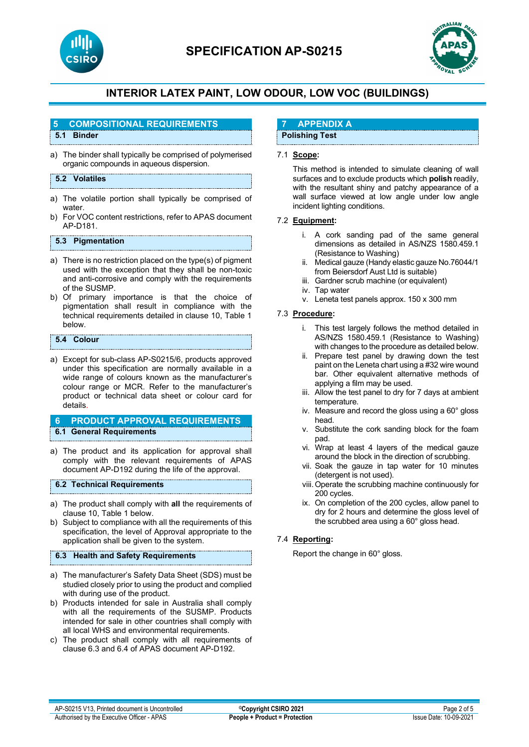## 5 COMPOSITIONAL REQUIREMENTS

### 5.1 Binder

a) The binder shall typically be comprised of polymerised organic compounds in aqueous dispersion.

### 5.2 Volatiles

a) The volatile portion shall typically be comprised of water.
b) For VOC content restrictions, refer to APAS document AP-D181.

### 5.3 Pigmentation

a) There is no restriction placed on the type(s) of pigment used with the exception that they shall be non-toxic and anti-corrosive and comply with the requirements of the SUSMP.
b) Of primary importance is that the choice of pigmentation shall result in compliance with the technical requirements detailed in clause 10, Table 1 below.

### 5.4 Colour

a) Except for sub-class AP-S0215/6, products approved under this specification are normally available in a wide range of colours known as the manufacturer's colour range or MCR. Refer to the manufacturer's product or technical data sheet or colour card for details.

## 6 PRODUCT APPROVAL REQUIREMENTS

### 6.1 General Requirements

a) The product and its application for approval shall comply with the relevant requirements of APAS document AP-D192 during the life of the approval.

### 6.2 Technical Requirements

a) The product shall comply with **all** the requirements of clause 10, Table 1 below.
b) Subject to compliance with all the requirements of this specification, the level of Approval appropriate to the application shall be given to the system.

### 6.3 Health and Safety Requirements

a) The manufacturer's Safety Data Sheet (SDS) must be studied closely prior to using the product and complied with during use of the product.
b) Products intended for sale in Australia shall comply with all the requirements of the SUSMP. Products intended for sale in other countries shall comply with all local WHS and environmental requirements.
c) The product shall comply with all requirements of clause 6.3 and 6.4 of APAS document AP-D192.

## 7 APPENDIX A

### Polishing Test

7.1 **Scope:**

This method is intended to simulate cleaning of wall surfaces and to exclude products which **polish** readily, with the resultant shiny and patchy appearance of a wall surface viewed at low angle under low angle incident lighting conditions.

7.2 **Equipment:**

i. A cork sanding pad of the same general dimensions as detailed in AS/NZS 1580.459.1 (Resistance to Washing)
ii. Medical gauze (Handy elastic gauze No.76044/1 from Beiersdorf Aust Ltd is suitable)
iii. Gardner scrub machine (or equivalent)
iv. Tap water
v. Leneta test panels approx. 150 x 300 mm

7.3 **Procedure:**

i. This test largely follows the method detailed in AS/NZS 1580.459.1 (Resistance to Washing) with changes to the procedure as detailed below.
ii. Prepare test panel by drawing down the test paint on the Leneta chart using a #32 wire wound bar. Other equivalent alternative methods of applying a film may be used.
iii. Allow the test panel to dry for 7 days at ambient temperature.
iv. Measure and record the gloss using a 60° gloss head.
v. Substitute the cork sanding block for the foam pad.
vi. Wrap at least 4 layers of the medical gauze around the block in the direction of scrubbing.
vii. Soak the gauze in tap water for 10 minutes (detergent is not used).
viii. Operate the scrubbing machine continuously for 200 cycles.
ix. On completion of the 200 cycles, allow panel to dry for 2 hours and determine the gloss level of the scrubbed area using a 60° gloss head.

7.4 **Reporting:**

Report the change in 60° gloss.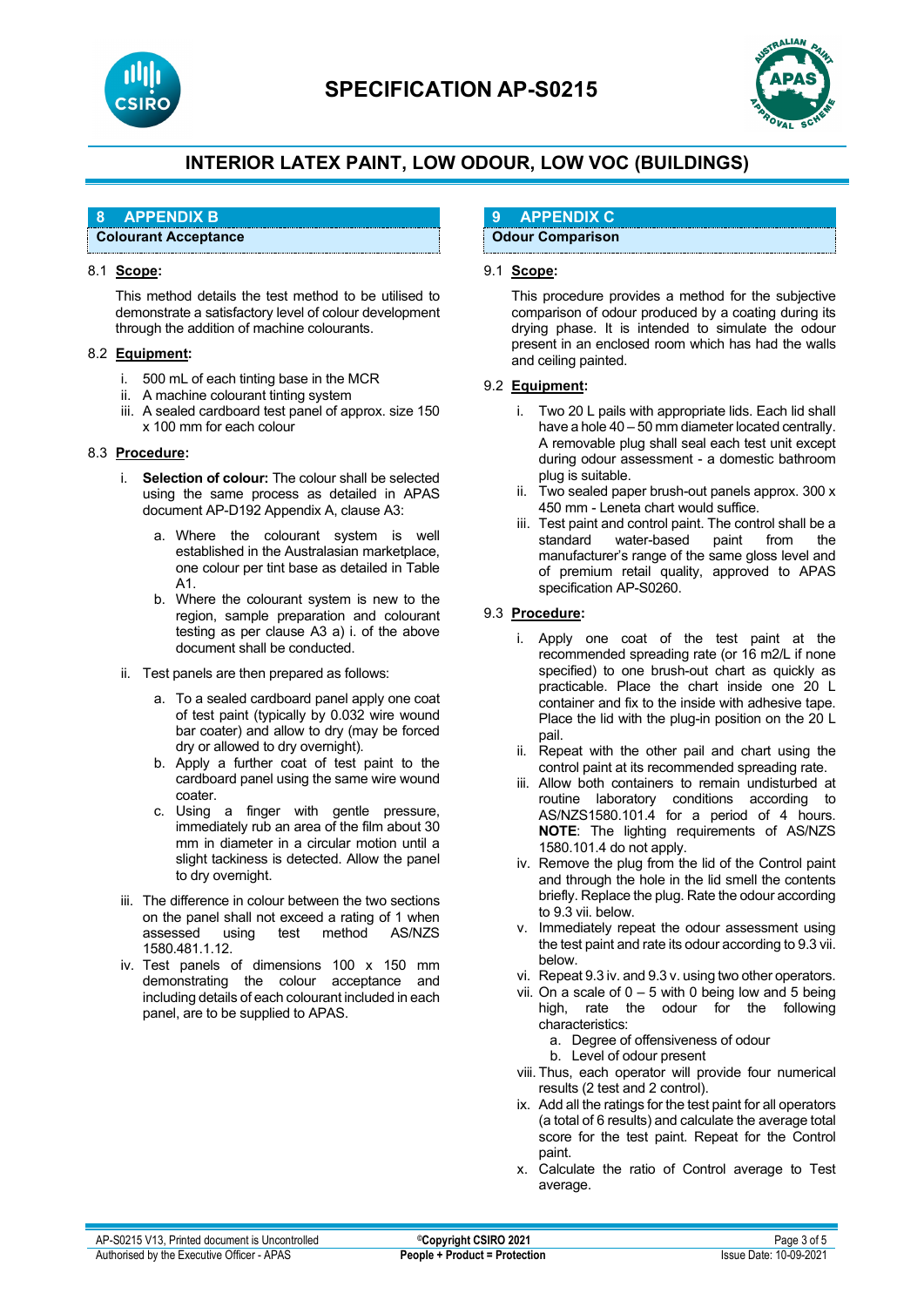## 8 APPENDIX B

### Colourant Acceptance

8.1 **Scope:**

This method details the test method to be utilised to demonstrate a satisfactory level of colour development through the addition of machine colourants.

8.2 **Equipment:**

- i. 500 mL of each tinting base in the MCR
- ii. A machine colourant tinting system
- iii. A sealed cardboard test panel of approx. size 150 x 100 mm for each colour

8.3 **Procedure:**

- i. **Selection of colour:** The colour shall be selected using the same process as detailed in APAS document AP-D192 Appendix A, clause A3:
  - a. Where the colourant system is well established in the Australasian marketplace, one colour per tint base as detailed in Table A1.
  - b. Where the colourant system is new to the region, sample preparation and colourant testing as per clause A3 a) i. of the above document shall be conducted.
- ii. Test panels are then prepared as follows:
  - a. To a sealed cardboard panel apply one coat of test paint (typically by 0.032 wire wound bar coater) and allow to dry (may be forced dry or allowed to dry overnight).
  - b. Apply a further coat of test paint to the cardboard panel using the same wire wound coater.
  - c. Using a finger with gentle pressure, immediately rub an area of the film about 30 mm in diameter in a circular motion until a slight tackiness is detected. Allow the panel to dry overnight.
- iii. The difference in colour between the two sections on the panel shall not exceed a rating of 1 when assessed using test method AS/NZS 1580.481.1.12.
- iv. Test panels of dimensions 100 x 150 mm demonstrating the colour acceptance and including details of each colourant included in each panel, are to be supplied to APAS.

## 9 APPENDIX C

### Odour Comparison

9.1 **Scope:**

This procedure provides a method for the subjective comparison of odour produced by a coating during its drying phase. It is intended to simulate the odour present in an enclosed room which has had the walls and ceiling painted.

9.2 **Equipment:**

- i. Two 20 L pails with appropriate lids. Each lid shall have a hole 40 – 50 mm diameter located centrally. A removable plug shall seal each test unit except during odour assessment - a domestic bathroom plug is suitable.
- ii. Two sealed paper brush-out panels approx. 300 x 450 mm - Leneta chart would suffice.
- iii. Test paint and control paint. The control shall be a standard water-based paint from the manufacturer's range of the same gloss level and of premium retail quality, approved to APAS specification AP-S0260.

9.3 **Procedure:**

- i. Apply one coat of the test paint at the recommended spreading rate (or 16 m2/L if none specified) to one brush-out chart as quickly as practicable. Place the chart inside one 20 L container and fix to the inside with adhesive tape. Place the lid with the plug-in position on the 20 L pail.
- ii. Repeat with the other pail and chart using the control paint at its recommended spreading rate.
- iii. Allow both containers to remain undisturbed at routine laboratory conditions according to AS/NZS1580.101.4 for a period of 4 hours. **NOTE**: The lighting requirements of AS/NZS 1580.101.4 do not apply.
- iv. Remove the plug from the lid of the Control paint and through the hole in the lid smell the contents briefly. Replace the plug. Rate the odour according to 9.3 vii. below.
- v. Immediately repeat the odour assessment using the test paint and rate its odour according to 9.3 vii. below.
- vi. Repeat 9.3 iv. and 9.3 v. using two other operators.
- vii. On a scale of 0 – 5 with 0 being low and 5 being high, rate the odour for the following characteristics:
  - a. Degree of offensiveness of odour
  - b. Level of odour present
- viii. Thus, each operator will provide four numerical results (2 test and 2 control).
- ix. Add all the ratings for the test paint for all operators (a total of 6 results) and calculate the average total score for the test paint. Repeat for the Control paint.
- x. Calculate the ratio of Control average to Test average.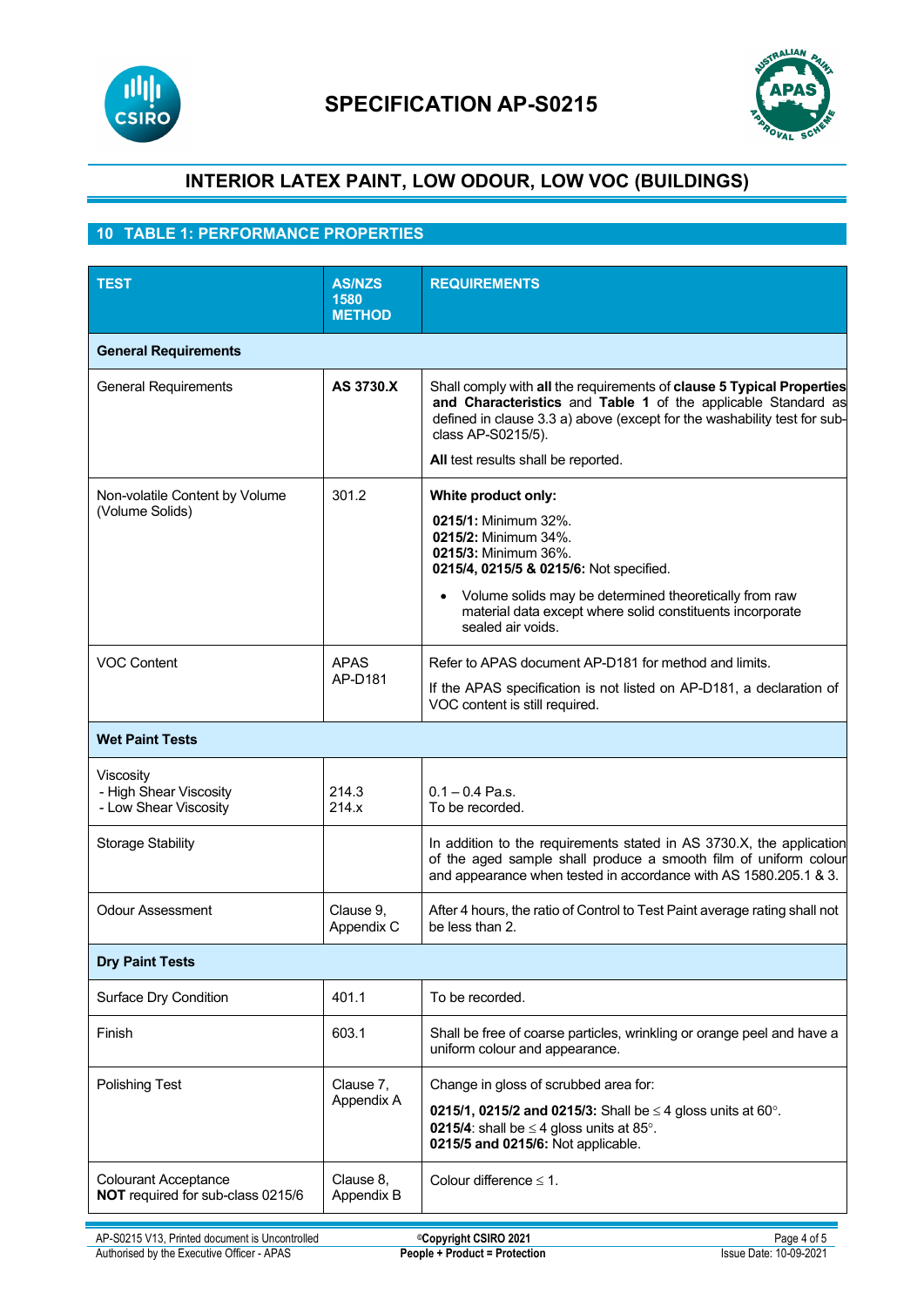# SPECIFICATION AP-S0215

## INTERIOR LATEX PAINT, LOW ODOUR, LOW VOC (BUILDINGS)

## 10 TABLE 1: PERFORMANCE PROPERTIES

| TEST | AS/NZS 1580 METHOD | REQUIREMENTS |
|---|---|---|
| **General Requirements** | | |
| General Requirements | **AS 3730.X** | Shall comply with **all** the requirements of **clause 5 Typical Properties and Characteristics** and **Table 1** of the applicable Standard as defined in clause 3.3 a) above (except for the washability test for sub-class AP-S0215/5).<br><br>**All** test results shall be reported. |
| Non-volatile Content by Volume (Volume Solids) | 301.2 | **White product only:**<br><br>**0215/1:** Minimum 32%.<br>**0215/2:** Minimum 34%.<br>**0215/3:** Minimum 36%.<br>**0215/4, 0215/5 & 0215/6:** Not specified.<br><br>• Volume solids may be determined theoretically from raw material data except where solid constituents incorporate sealed air voids. |
| VOC Content | APAS AP-D181 | Refer to APAS document AP-D181 for method and limits.<br><br>If the APAS specification is not listed on AP-D181, a declaration of VOC content is still required. |
| **Wet Paint Tests** | | |
| Viscosity<br>- High Shear Viscosity<br>- Low Shear Viscosity | <br>214.3<br>214.x | <br>0.1 – 0.4 Pa.s.<br>To be recorded. |
| Storage Stability | | In addition to the requirements stated in AS 3730.X, the application of the aged sample shall produce a smooth film of uniform colour and appearance when tested in accordance with AS 1580.205.1 & 3. |
| Odour Assessment | Clause 9, Appendix C | After 4 hours, the ratio of Control to Test Paint average rating shall not be less than 2. |
| **Dry Paint Tests** | | |
| Surface Dry Condition | 401.1 | To be recorded. |
| Finish | 603.1 | Shall be free of coarse particles, wrinkling or orange peel and have a uniform colour and appearance. |
| Polishing Test | Clause 7, Appendix A | Change in gloss of scrubbed area for:<br><br>**0215/1, 0215/2 and 0215/3:** Shall be ≤ 4 gloss units at 60°.<br>**0215/4**: shall be ≤ 4 gloss units at 85°.<br>**0215/5 and 0215/6:** Not applicable. |
| Colourant Acceptance<br>**NOT** required for sub-class 0215/6 | Clause 8, Appendix B | Colour difference ≤ 1. |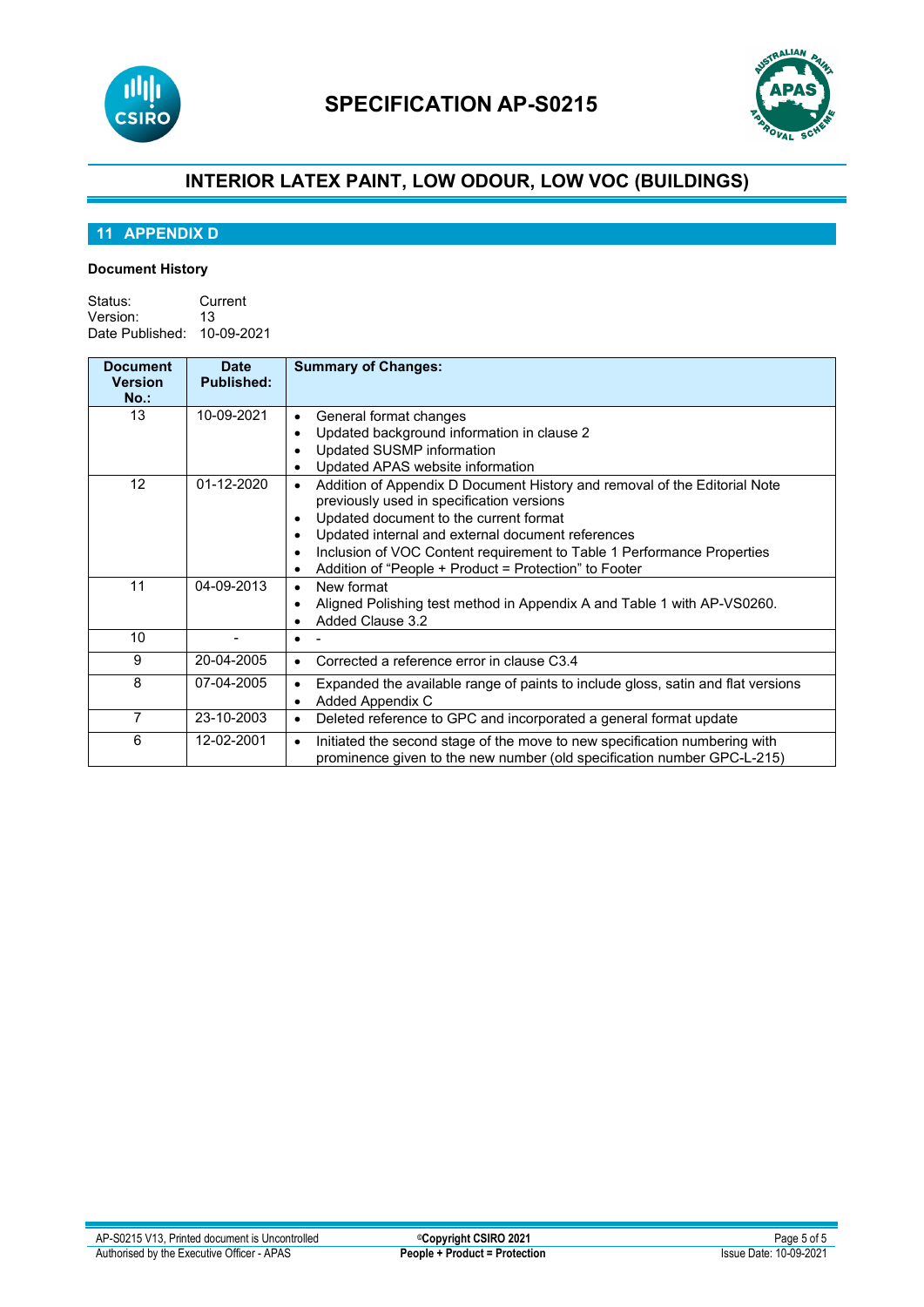## 11 APPENDIX D

**Document History**

Status: Current
Version: 13
Date Published: 10-09-2021

| Document Version No.: | Date Published: | Summary of Changes: |
|---|---|---|
| 13 | 10-09-2021 | • General format changes<br>• Updated background information in clause 2<br>• Updated SUSMP information<br>• Updated APAS website information |
| 12 | 01-12-2020 | • Addition of Appendix D Document History and removal of the Editorial Note previously used in specification versions<br>• Updated document to the current format<br>• Updated internal and external document references<br>• Inclusion of VOC Content requirement to Table 1 Performance Properties<br>• Addition of "People + Product = Protection" to Footer |
| 11 | 04-09-2013 | • New format<br>• Aligned Polishing test method in Appendix A and Table 1 with AP-VS0260.<br>• Added Clause 3.2 |
| 10 | - | • - |
| 9 | 20-04-2005 | • Corrected a reference error in clause C3.4 |
| 8 | 07-04-2005 | • Expanded the available range of paints to include gloss, satin and flat versions<br>• Added Appendix C |
| 7 | 23-10-2003 | • Deleted reference to GPC and incorporated a general format update |
| 6 | 12-02-2001 | • Initiated the second stage of the move to new specification numbering with prominence given to the new number (old specification number GPC-L-215) |